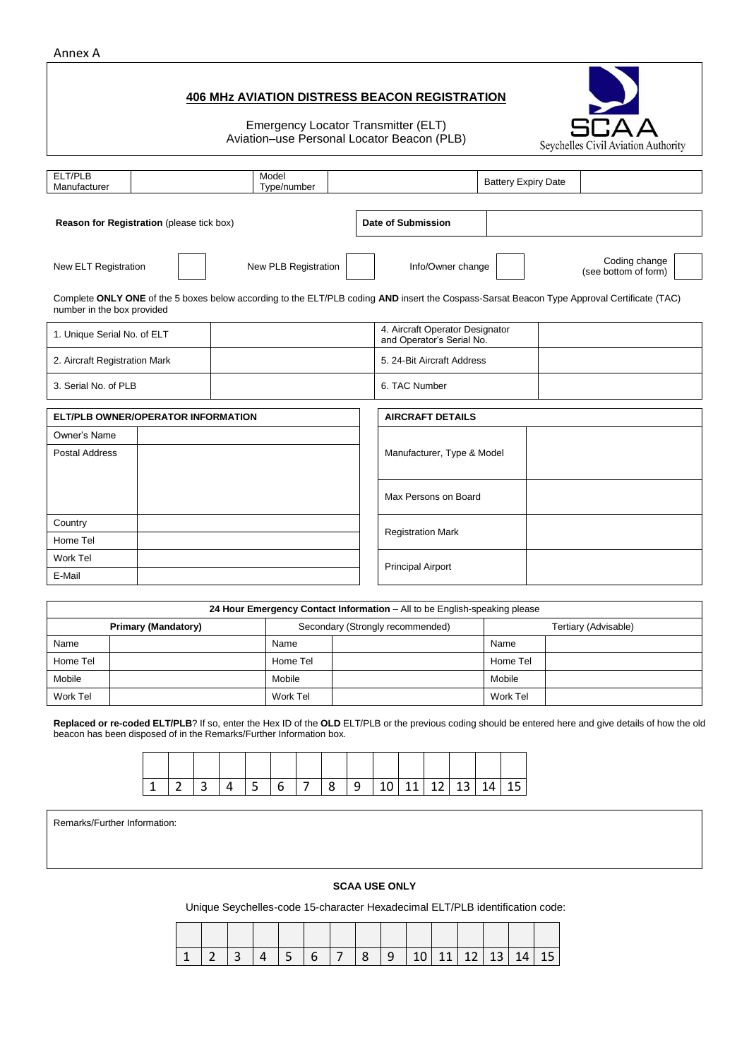Annex A

## 406 MHz AVIATION DISTRESS BEACON REGISTRATION

Emergency Locator Transmitter (ELT)
Aviation–use Personal Locator Beacon (PLB)

SCAA
Seychelles Civil Aviation Authority

| ELT/PLB Manufacturer | | Model Type/number | | Battery Expiry Date | |
|---|---|---|---|---|---|

**Reason for Registration** (please tick box)

| **Date of Submission** | |
|---|---|

| New ELT Registration | | New PLB Registration | | Info/Owner change | | Coding change (see bottom of form) | |
|---|---|---|---|---|---|---|---|

Complete **ONLY ONE** of the 5 boxes below according to the ELT/PLB coding **AND** insert the Cospass-Sarsat Beacon Type Approval Certificate (TAC) number in the box provided

| 1. Unique Serial No. of ELT | | 4. Aircraft Operator Designator and Operator's Serial No. | |
|---|---|---|---|
| 2. Aircraft Registration Mark | | 5. 24-Bit Aircraft Address | |
| 3. Serial No. of PLB | | 6. TAC Number | |

| **ELT/PLB OWNER/OPERATOR INFORMATION** | |
|---|---|
| Owner's Name | |
| Postal Address | |
| Country | |
| Home Tel | |
| Work Tel | |
| E-Mail | |

| **AIRCRAFT DETAILS** | |
|---|---|
| Manufacturer, Type & Model | |
| Max Persons on Board | |
| Registration Mark | |
| Principal Airport | |

| **24 Hour Emergency Contact Information** – All to be English-speaking please | | | | | |
|---|---|---|---|---|---|
| **Primary (Mandatory)** | | Secondary (Strongly recommended) | | Tertiary (Advisable) | |
| Name | | Name | | Name | |
| Home Tel | | Home Tel | | Home Tel | |
| Mobile | | Mobile | | Mobile | |
| Work Tel | | Work Tel | | Work Tel | |

**Replaced or re-coded ELT/PLB**? If so, enter the Hex ID of the **OLD** ELT/PLB or the previous coding should be entered here and give details of how the old beacon has been disposed of in the Remarks/Further Information box.

| | | | | | | | | | | | | | | |
|---|---|---|---|---|---|---|---|---|---|---|---|---|---|---|
| 1 | 2 | 3 | 4 | 5 | 6 | 7 | 8 | 9 | 10 | 11 | 12 | 13 | 14 | 15 |

Remarks/Further Information:

**SCAA USE ONLY**

Unique Seychelles-code 15-character Hexadecimal ELT/PLB identification code:

| | | | | | | | | | | | | | | |
|---|---|---|---|---|---|---|---|---|---|---|---|---|---|---|
| 1 | 2 | 3 | 4 | 5 | 6 | 7 | 8 | 9 | 10 | 11 | 12 | 13 | 14 | 15 |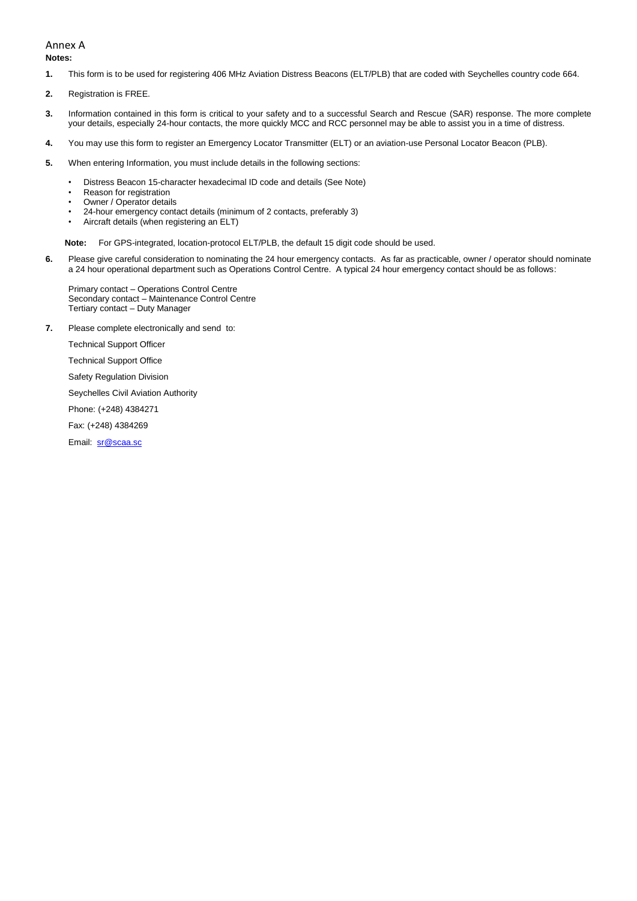# Annex A

**Notes:**

1. This form is to be used for registering 406 MHz Aviation Distress Beacons (ELT/PLB) that are coded with Seychelles country code 664.

2. Registration is FREE.

3. Information contained in this form is critical to your safety and to a successful Search and Rescue (SAR) response. The more complete your details, especially 24-hour contacts, the more quickly MCC and RCC personnel may be able to assist you in a time of distress.

4. You may use this form to register an Emergency Locator Transmitter (ELT) or an aviation-use Personal Locator Beacon (PLB).

5. When entering Information, you must include details in the following sections:

   - Distress Beacon 15-character hexadecimal ID code and details (See Note)
   - Reason for registration
   - Owner / Operator details
   - 24-hour emergency contact details (minimum of 2 contacts, preferably 3)
   - Aircraft details (when registering an ELT)

   **Note:** For GPS-integrated, location-protocol ELT/PLB, the default 15 digit code should be used.

6. Please give careful consideration to nominating the 24 hour emergency contacts. As far as practicable, owner / operator should nominate a 24 hour operational department such as Operations Control Centre. A typical 24 hour emergency contact should be as follows:

   Primary contact – Operations Control Centre
   Secondary contact – Maintenance Control Centre
   Tertiary contact – Duty Manager

7. Please complete electronically and send to:

   Technical Support Officer

   Technical Support Office

   Safety Regulation Division

   Seychelles Civil Aviation Authority

   Phone: (+248) 4384271

   Fax: (+248) 4384269

   Email: sr@scaa.sc